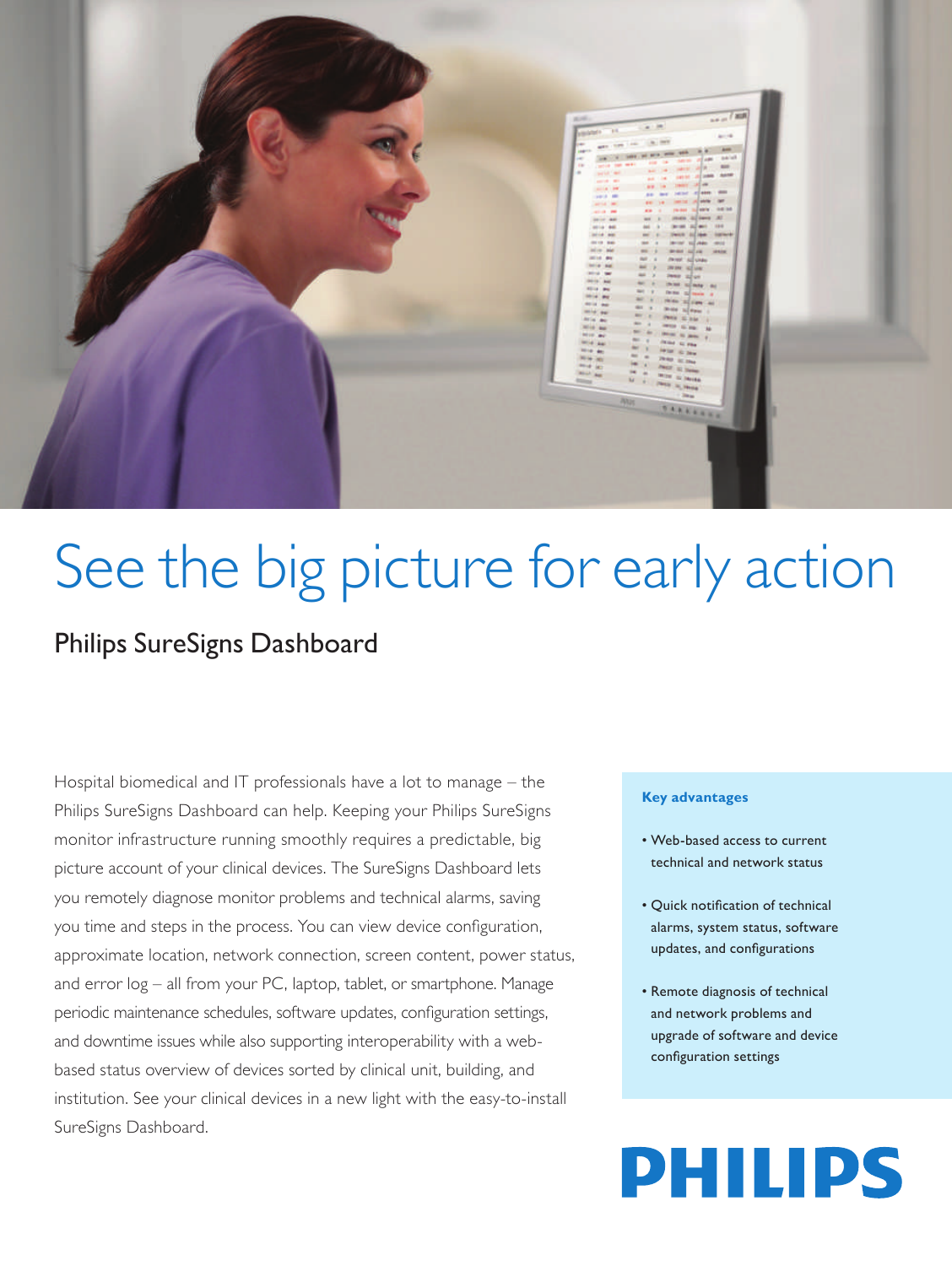# See the big picture for early action

## Philips SureSigns Dashboard

Hospital biomedical and IT professionals have a lot to manage – the Philips SureSigns Dashboard can help. Keeping your Philips SureSigns monitor infrastructure running smoothly requires a predictable, big picture account of your clinical devices. The SureSigns Dashboard lets you remotely diagnose monitor problems and technical alarms, saving you time and steps in the process. You can view device configuration, approximate location, network connection, screen content, power status, and error log – all from your PC, laptop, tablet, or smartphone. Manage periodic maintenance schedules, software updates, configuration settings, and downtime issues while also supporting interoperability with a web-based status overview of devices sorted by clinical unit, building, and institution. See your clinical devices in a new light with the easy-to-install SureSigns Dashboard.

**Key advantages**

- Web-based access to current technical and network status
- Quick notification of technical alarms, system status, software updates, and configurations
- Remote diagnosis of technical and network problems and upgrade of software and device configuration settings

PHILIPS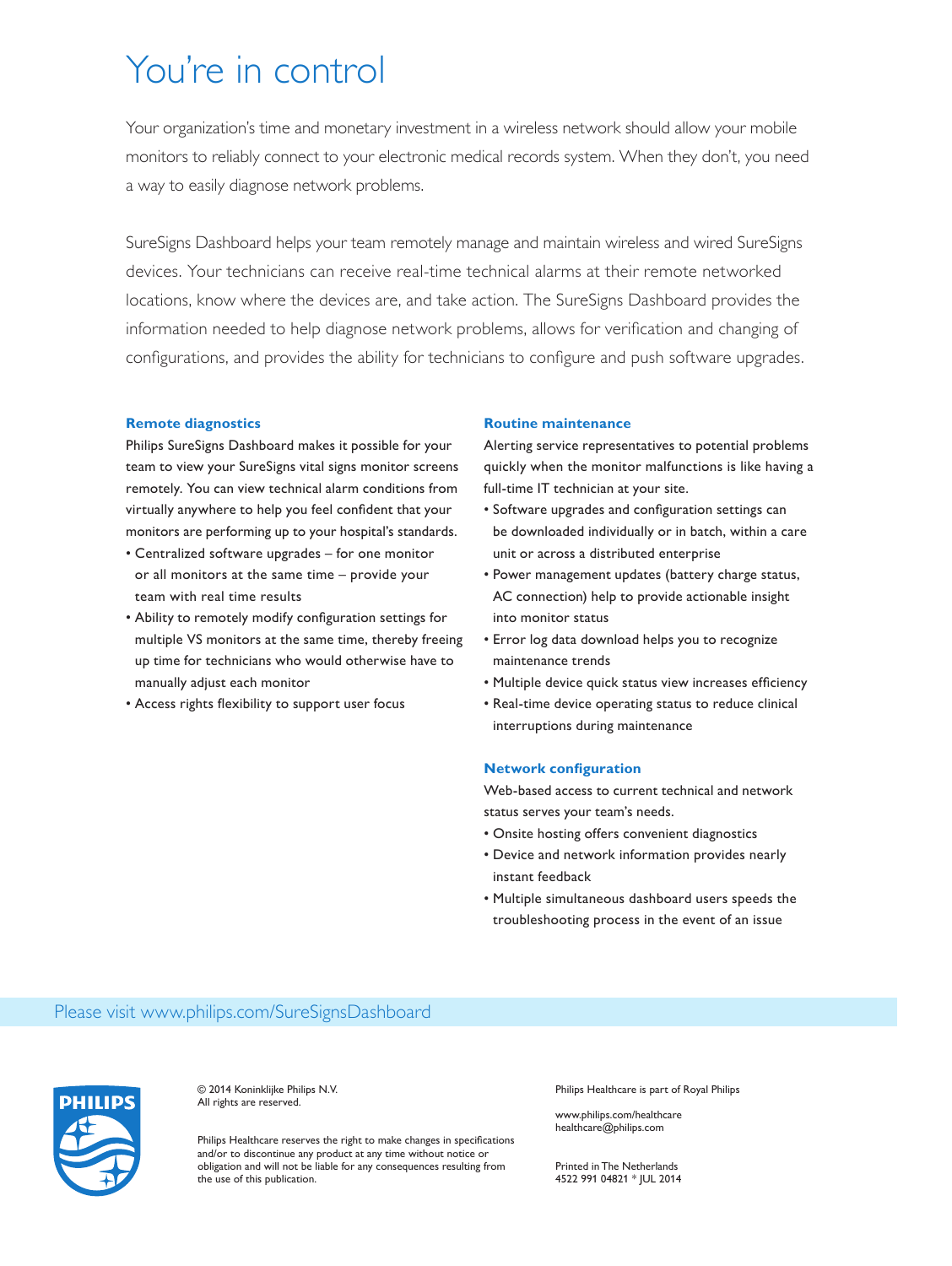# You're in control

Your organization's time and monetary investment in a wireless network should allow your mobile monitors to reliably connect to your electronic medical records system. When they don't, you need a way to easily diagnose network problems.

SureSigns Dashboard helps your team remotely manage and maintain wireless and wired SureSigns devices. Your technicians can receive real-time technical alarms at their remote networked locations, know where the devices are, and take action. The SureSigns Dashboard provides the information needed to help diagnose network problems, allows for verification and changing of configurations, and provides the ability for technicians to configure and push software upgrades.

### Remote diagnostics

Philips SureSigns Dashboard makes it possible for your team to view your SureSigns vital signs monitor screens remotely. You can view technical alarm conditions from virtually anywhere to help you feel confident that your monitors are performing up to your hospital's standards.

- Centralized software upgrades – for one monitor or all monitors at the same time – provide your team with real time results
- Ability to remotely modify configuration settings for multiple VS monitors at the same time, thereby freeing up time for technicians who would otherwise have to manually adjust each monitor
- Access rights flexibility to support user focus

### Routine maintenance

Alerting service representatives to potential problems quickly when the monitor malfunctions is like having a full-time IT technician at your site.

- Software upgrades and configuration settings can be downloaded individually or in batch, within a care unit or across a distributed enterprise
- Power management updates (battery charge status, AC connection) help to provide actionable insight into monitor status
- Error log data download helps you to recognize maintenance trends
- Multiple device quick status view increases efficiency
- Real-time device operating status to reduce clinical interruptions during maintenance

### Network configuration

Web-based access to current technical and network status serves your team's needs.

- Onsite hosting offers convenient diagnostics
- Device and network information provides nearly instant feedback
- Multiple simultaneous dashboard users speeds the troubleshooting process in the event of an issue

Please visit www.philips.com/SureSignsDashboard

© 2014 Koninklijke Philips N.V.
All rights are reserved.

Philips Healthcare reserves the right to make changes in specifications and/or to discontinue any product at any time without notice or obligation and will not be liable for any consequences resulting from the use of this publication.

Philips Healthcare is part of Royal Philips

www.philips.com/healthcare
healthcare@philips.com

Printed in The Netherlands
4522 991 04821 * JUL 2014